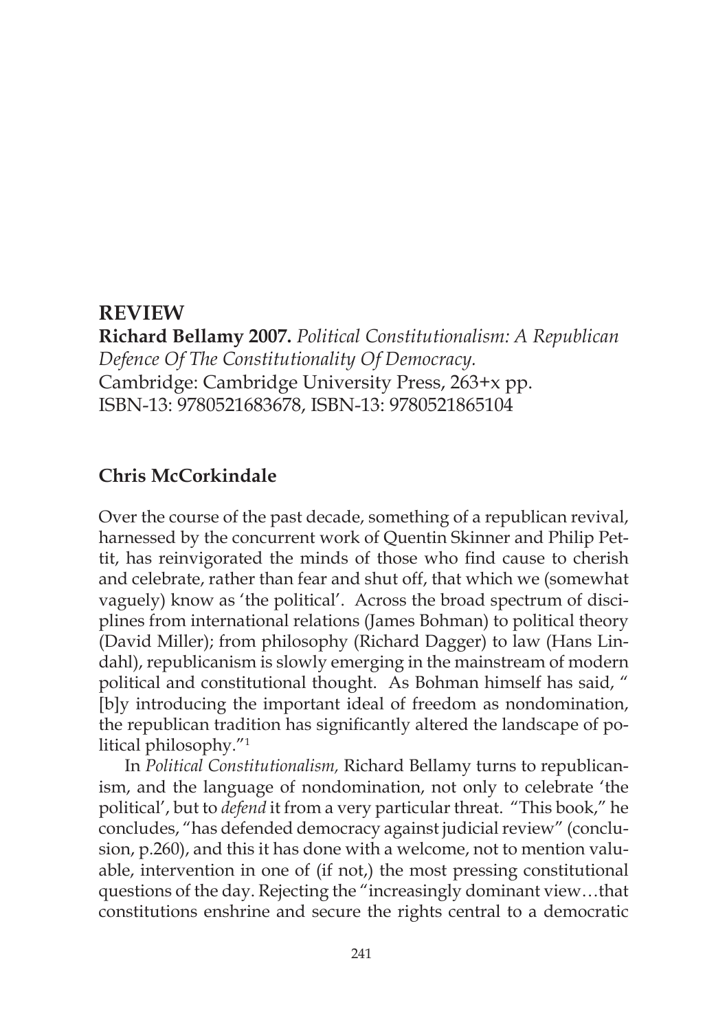## REVIEW

**Richard Bellamy 2007.** *Political Constitutionalism: A Republican Defence Of The Constitutionality Of Democracy.*
Cambridge: Cambridge University Press, 263+x pp.
ISBN-13: 9780521683678, ISBN-13: 9780521865104

### Chris McCorkindale

Over the course of the past decade, something of a republican revival, harnessed by the concurrent work of Quentin Skinner and Philip Pettit, has reinvigorated the minds of those who find cause to cherish and celebrate, rather than fear and shut off, that which we (somewhat vaguely) know as 'the political'. Across the broad spectrum of disciplines from international relations (James Bohman) to political theory (David Miller); from philosophy (Richard Dagger) to law (Hans Lindahl), republicanism is slowly emerging in the mainstream of modern political and constitutional thought. As Bohman himself has said, " [b]y introducing the important ideal of freedom as nondomination, the republican tradition has significantly altered the landscape of political philosophy."[1]

In *Political Constitutionalism,* Richard Bellamy turns to republicanism, and the language of nondomination, not only to celebrate 'the political', but to *defend* it from a very particular threat. "This book," he concludes, "has defended democracy against judicial review" (conclusion, p.260), and this it has done with a welcome, not to mention valuable, intervention in one of (if not,) the most pressing constitutional questions of the day. Rejecting the "increasingly dominant view…that constitutions enshrine and secure the rights central to a democratic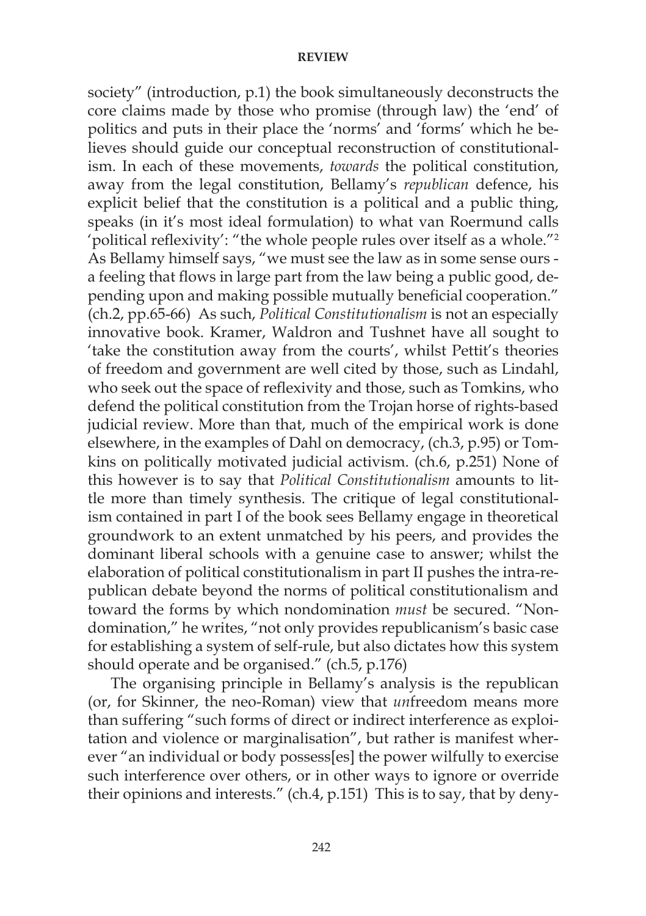society" (introduction, p.1) the book simultaneously deconstructs the core claims made by those who promise (through law) the 'end' of politics and puts in their place the 'norms' and 'forms' which he believes should guide our conceptual reconstruction of constitutionalism. In each of these movements, *towards* the political constitution, away from the legal constitution, Bellamy's *republican* defence, his explicit belief that the constitution is a political and a public thing, speaks (in it's most ideal formulation) to what van Roermund calls 'political reflexivity': "the whole people rules over itself as a whole."[2] As Bellamy himself says, "we must see the law as in some sense ours - a feeling that flows in large part from the law being a public good, depending upon and making possible mutually beneficial cooperation." (ch.2, pp.65-66) As such, *Political Constitutionalism* is not an especially innovative book. Kramer, Waldron and Tushnet have all sought to 'take the constitution away from the courts', whilst Pettit's theories of freedom and government are well cited by those, such as Lindahl, who seek out the space of reflexivity and those, such as Tomkins, who defend the political constitution from the Trojan horse of rights-based judicial review. More than that, much of the empirical work is done elsewhere, in the examples of Dahl on democracy, (ch.3, p.95) or Tomkins on politically motivated judicial activism. (ch.6, p.251) None of this however is to say that *Political Constitutionalism* amounts to little more than timely synthesis. The critique of legal constitutionalism contained in part I of the book sees Bellamy engage in theoretical groundwork to an extent unmatched by his peers, and provides the dominant liberal schools with a genuine case to answer; whilst the elaboration of political constitutionalism in part II pushes the intra-republican debate beyond the norms of political constitutionalism and toward the forms by which nondomination *must* be secured. "Nondomination," he writes, "not only provides republicanism's basic case for establishing a system of self-rule, but also dictates how this system should operate and be organised." (ch.5, p.176)

The organising principle in Bellamy's analysis is the republican (or, for Skinner, the neo-Roman) view that *un*freedom means more than suffering "such forms of direct or indirect interference as exploitation and violence or marginalisation", but rather is manifest wherever "an individual or body possess[es] the power wilfully to exercise such interference over others, or in other ways to ignore or override their opinions and interests." (ch.4, p.151) This is to say, that by deny-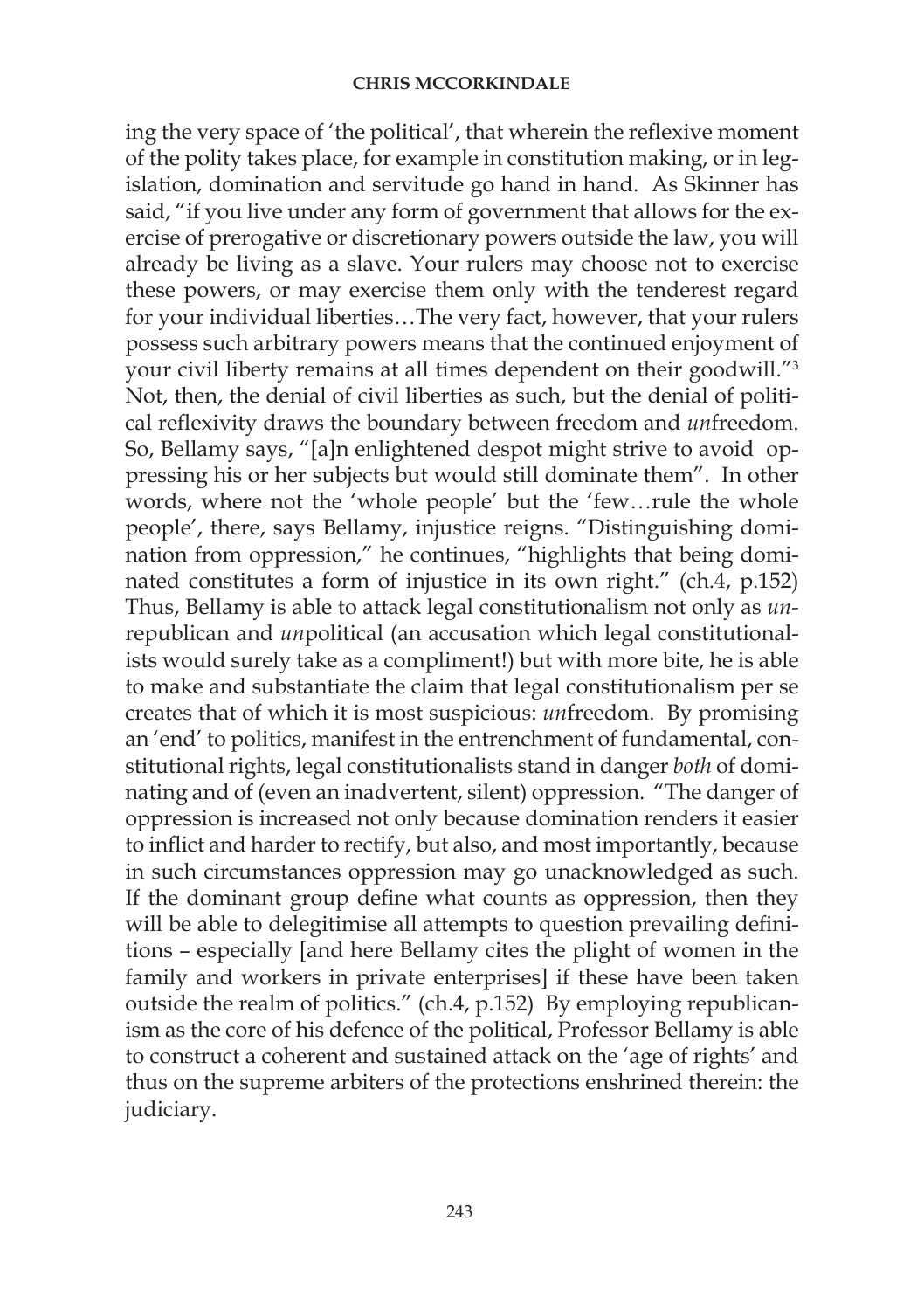ing the very space of 'the political', that wherein the reflexive moment of the polity takes place, for example in constitution making, or in legislation, domination and servitude go hand in hand. As Skinner has said, "if you live under any form of government that allows for the exercise of prerogative or discretionary powers outside the law, you will already be living as a slave. Your rulers may choose not to exercise these powers, or may exercise them only with the tenderest regard for your individual liberties…The very fact, however, that your rulers possess such arbitrary powers means that the continued enjoyment of your civil liberty remains at all times dependent on their goodwill."[3] Not, then, the denial of civil liberties as such, but the denial of political reflexivity draws the boundary between freedom and *un*freedom. So, Bellamy says, "[a]n enlightened despot might strive to avoid oppressing his or her subjects but would still dominate them". In other words, where not the 'whole people' but the 'few…rule the whole people', there, says Bellamy, injustice reigns. "Distinguishing domination from oppression," he continues, "highlights that being dominated constitutes a form of injustice in its own right." (ch.4, p.152) Thus, Bellamy is able to attack legal constitutionalism not only as *un*-republican and *un*political (an accusation which legal constitutionalists would surely take as a compliment!) but with more bite, he is able to make and substantiate the claim that legal constitutionalism per se creates that of which it is most suspicious: *un*freedom. By promising an 'end' to politics, manifest in the entrenchment of fundamental, constitutional rights, legal constitutionalists stand in danger *both* of dominating and of (even an inadvertent, silent) oppression. "The danger of oppression is increased not only because domination renders it easier to inflict and harder to rectify, but also, and most importantly, because in such circumstances oppression may go unacknowledged as such. If the dominant group define what counts as oppression, then they will be able to delegitimise all attempts to question prevailing definitions – especially [and here Bellamy cites the plight of women in the family and workers in private enterprises] if these have been taken outside the realm of politics." (ch.4, p.152) By employing republicanism as the core of his defence of the political, Professor Bellamy is able to construct a coherent and sustained attack on the 'age of rights' and thus on the supreme arbiters of the protections enshrined therein: the judiciary.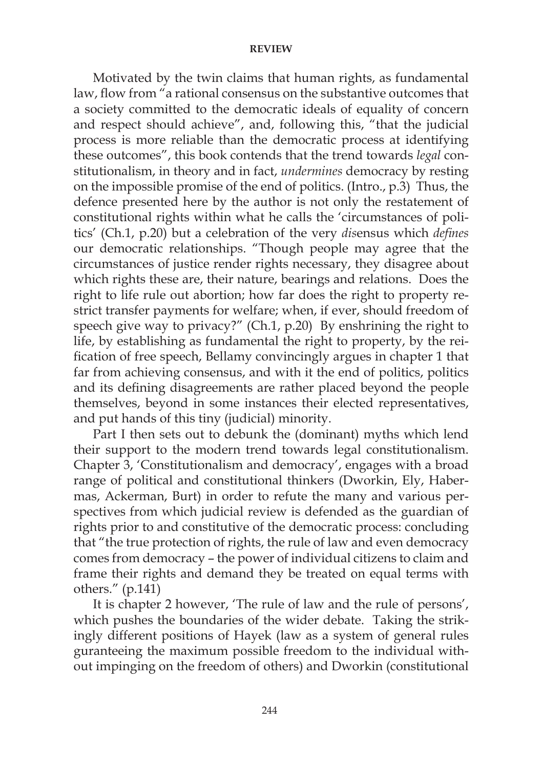Motivated by the twin claims that human rights, as fundamental law, flow from "a rational consensus on the substantive outcomes that a society committed to the democratic ideals of equality of concern and respect should achieve", and, following this, "that the judicial process is more reliable than the democratic process at identifying these outcomes", this book contends that the trend towards *legal* constitutionalism, in theory and in fact, *undermines* democracy by resting on the impossible promise of the end of politics. (Intro., p.3) Thus, the defence presented here by the author is not only the restatement of constitutional rights within what he calls the 'circumstances of politics' (Ch.1, p.20) but a celebration of the very *dis*ensus which *defines* our democratic relationships. "Though people may agree that the circumstances of justice render rights necessary, they disagree about which rights these are, their nature, bearings and relations. Does the right to life rule out abortion; how far does the right to property restrict transfer payments for welfare; when, if ever, should freedom of speech give way to privacy?" (Ch.1, p.20) By enshrining the right to life, by establishing as fundamental the right to property, by the reification of free speech, Bellamy convincingly argues in chapter 1 that far from achieving consensus, and with it the end of politics, politics and its defining disagreements are rather placed beyond the people themselves, beyond in some instances their elected representatives, and put hands of this tiny (judicial) minority.

Part I then sets out to debunk the (dominant) myths which lend their support to the modern trend towards legal constitutionalism. Chapter 3, 'Constitutionalism and democracy', engages with a broad range of political and constitutional thinkers (Dworkin, Ely, Habermas, Ackerman, Burt) in order to refute the many and various perspectives from which judicial review is defended as the guardian of rights prior to and constitutive of the democratic process: concluding that "the true protection of rights, the rule of law and even democracy comes from democracy – the power of individual citizens to claim and frame their rights and demand they be treated on equal terms with others." (p.141)

It is chapter 2 however, 'The rule of law and the rule of persons', which pushes the boundaries of the wider debate. Taking the strikingly different positions of Hayek (law as a system of general rules guranteeing the maximum possible freedom to the individual without impinging on the freedom of others) and Dworkin (constitutional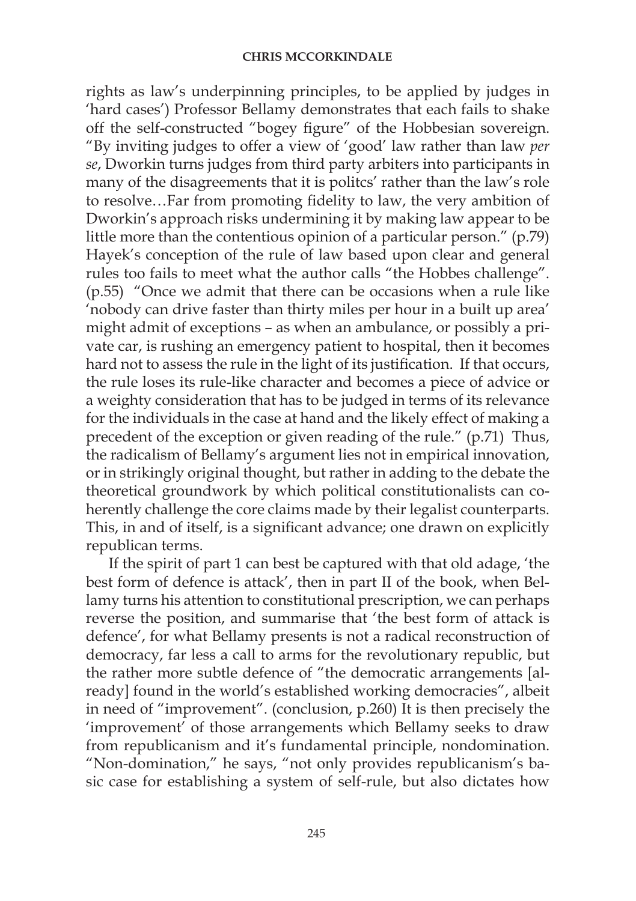rights as law's underpinning principles, to be applied by judges in 'hard cases') Professor Bellamy demonstrates that each fails to shake off the self-constructed "bogey figure" of the Hobbesian sovereign. "By inviting judges to offer a view of 'good' law rather than law *per se*, Dworkin turns judges from third party arbiters into participants in many of the disagreements that it is politcs' rather than the law's role to resolve…Far from promoting fidelity to law, the very ambition of Dworkin's approach risks undermining it by making law appear to be little more than the contentious opinion of a particular person." (p.79) Hayek's conception of the rule of law based upon clear and general rules too fails to meet what the author calls "the Hobbes challenge". (p.55) "Once we admit that there can be occasions when a rule like 'nobody can drive faster than thirty miles per hour in a built up area' might admit of exceptions – as when an ambulance, or possibly a private car, is rushing an emergency patient to hospital, then it becomes hard not to assess the rule in the light of its justification. If that occurs, the rule loses its rule-like character and becomes a piece of advice or a weighty consideration that has to be judged in terms of its relevance for the individuals in the case at hand and the likely effect of making a precedent of the exception or given reading of the rule." (p.71) Thus, the radicalism of Bellamy's argument lies not in empirical innovation, or in strikingly original thought, but rather in adding to the debate the theoretical groundwork by which political constitutionalists can coherently challenge the core claims made by their legalist counterparts. This, in and of itself, is a significant advance; one drawn on explicitly republican terms.

If the spirit of part 1 can best be captured with that old adage, 'the best form of defence is attack', then in part II of the book, when Bellamy turns his attention to constitutional prescription, we can perhaps reverse the position, and summarise that 'the best form of attack is defence', for what Bellamy presents is not a radical reconstruction of democracy, far less a call to arms for the revolutionary republic, but the rather more subtle defence of "the democratic arrangements [already] found in the world's established working democracies", albeit in need of "improvement". (conclusion, p.260) It is then precisely the 'improvement' of those arrangements which Bellamy seeks to draw from republicanism and it's fundamental principle, nondomination. "Non-domination," he says, "not only provides republicanism's basic case for establishing a system of self-rule, but also dictates how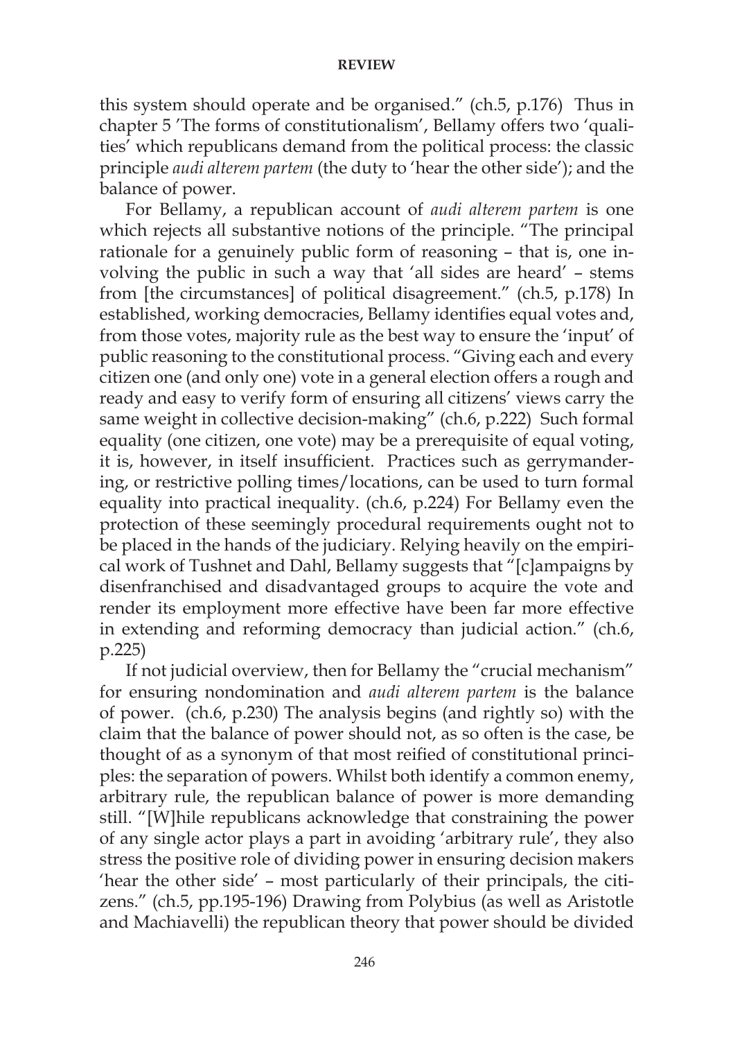this system should operate and be organised." (ch.5, p.176) Thus in chapter 5 'The forms of constitutionalism', Bellamy offers two 'qualities' which republicans demand from the political process: the classic principle *audi alterem partem* (the duty to 'hear the other side'); and the balance of power.

For Bellamy, a republican account of *audi alterem partem* is one which rejects all substantive notions of the principle. "The principal rationale for a genuinely public form of reasoning – that is, one involving the public in such a way that 'all sides are heard' – stems from [the circumstances] of political disagreement." (ch.5, p.178) In established, working democracies, Bellamy identifies equal votes and, from those votes, majority rule as the best way to ensure the 'input' of public reasoning to the constitutional process. "Giving each and every citizen one (and only one) vote in a general election offers a rough and ready and easy to verify form of ensuring all citizens' views carry the same weight in collective decision-making" (ch.6, p.222) Such formal equality (one citizen, one vote) may be a prerequisite of equal voting, it is, however, in itself insufficient. Practices such as gerrymandering, or restrictive polling times/locations, can be used to turn formal equality into practical inequality. (ch.6, p.224) For Bellamy even the protection of these seemingly procedural requirements ought not to be placed in the hands of the judiciary. Relying heavily on the empirical work of Tushnet and Dahl, Bellamy suggests that "[c]ampaigns by disenfranchised and disadvantaged groups to acquire the vote and render its employment more effective have been far more effective in extending and reforming democracy than judicial action." (ch.6, p.225)

If not judicial overview, then for Bellamy the "crucial mechanism" for ensuring nondomination and *audi alterem partem* is the balance of power. (ch.6, p.230) The analysis begins (and rightly so) with the claim that the balance of power should not, as so often is the case, be thought of as a synonym of that most reified of constitutional principles: the separation of powers. Whilst both identify a common enemy, arbitrary rule, the republican balance of power is more demanding still. "[W]hile republicans acknowledge that constraining the power of any single actor plays a part in avoiding 'arbitrary rule', they also stress the positive role of dividing power in ensuring decision makers 'hear the other side' – most particularly of their principals, the citizens." (ch.5, pp.195-196) Drawing from Polybius (as well as Aristotle and Machiavelli) the republican theory that power should be divided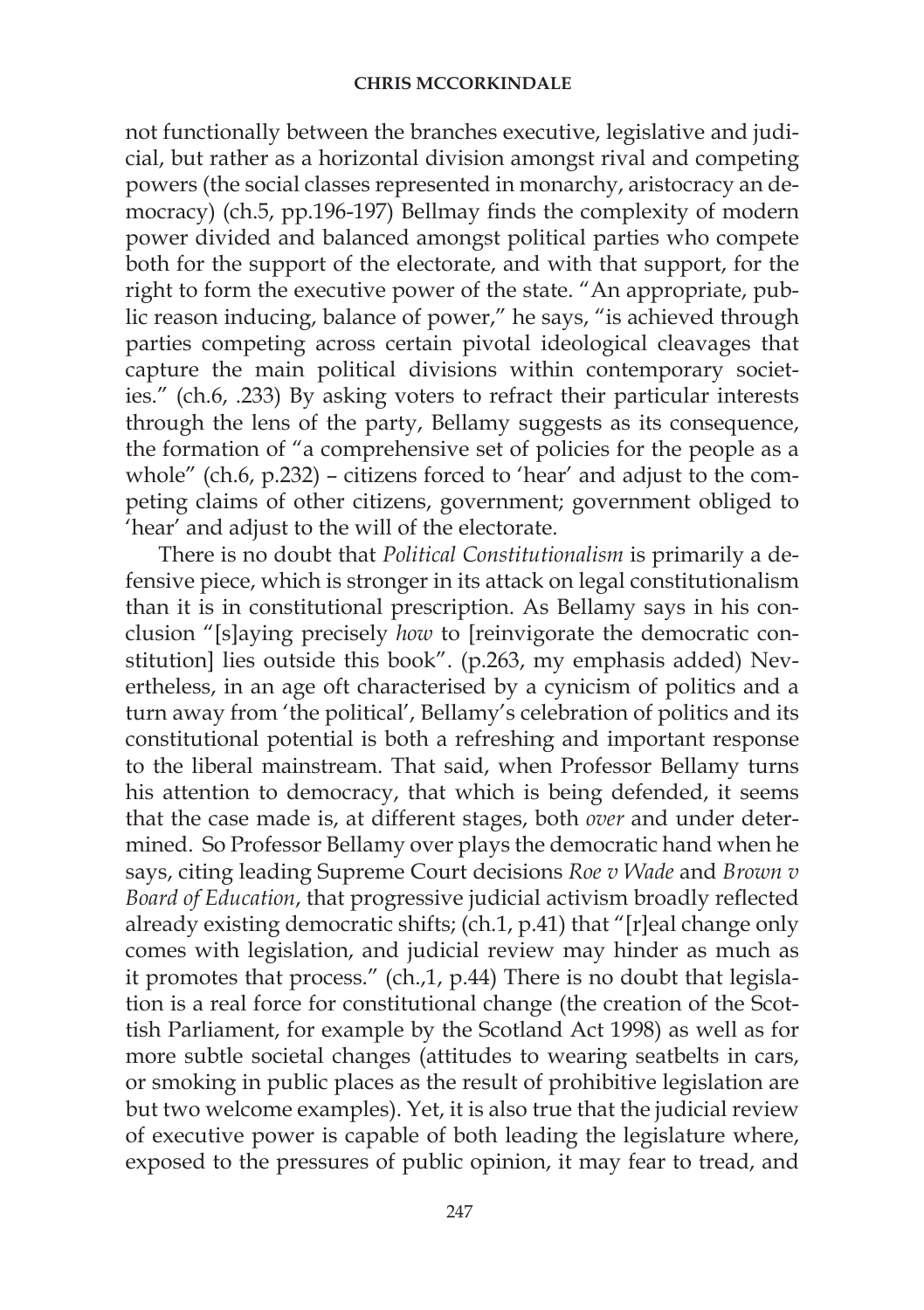not functionally between the branches executive, legislative and judicial, but rather as a horizontal division amongst rival and competing powers (the social classes represented in monarchy, aristocracy an democracy) (ch.5, pp.196-197) Bellmay finds the complexity of modern power divided and balanced amongst political parties who compete both for the support of the electorate, and with that support, for the right to form the executive power of the state. "An appropriate, public reason inducing, balance of power," he says, "is achieved through parties competing across certain pivotal ideological cleavages that capture the main political divisions within contemporary societies." (ch.6, .233) By asking voters to refract their particular interests through the lens of the party, Bellamy suggests as its consequence, the formation of "a comprehensive set of policies for the people as a whole" (ch.6, p.232) – citizens forced to 'hear' and adjust to the competing claims of other citizens, government; government obliged to 'hear' and adjust to the will of the electorate.

There is no doubt that *Political Constitutionalism* is primarily a defensive piece, which is stronger in its attack on legal constitutionalism than it is in constitutional prescription. As Bellamy says in his conclusion "[s]aying precisely *how* to [reinvigorate the democratic constitution] lies outside this book". (p.263, my emphasis added) Nevertheless, in an age oft characterised by a cynicism of politics and a turn away from 'the political', Bellamy's celebration of politics and its constitutional potential is both a refreshing and important response to the liberal mainstream. That said, when Professor Bellamy turns his attention to democracy, that which is being defended, it seems that the case made is, at different stages, both *over* and under determined. So Professor Bellamy over plays the democratic hand when he says, citing leading Supreme Court decisions *Roe v Wade* and *Brown v Board of Education*, that progressive judicial activism broadly reflected already existing democratic shifts; (ch.1, p.41) that "[r]eal change only comes with legislation, and judicial review may hinder as much as it promotes that process." (ch.,1, p.44) There is no doubt that legislation is a real force for constitutional change (the creation of the Scottish Parliament, for example by the Scotland Act 1998) as well as for more subtle societal changes (attitudes to wearing seatbelts in cars, or smoking in public places as the result of prohibitive legislation are but two welcome examples). Yet, it is also true that the judicial review of executive power is capable of both leading the legislature where, exposed to the pressures of public opinion, it may fear to tread, and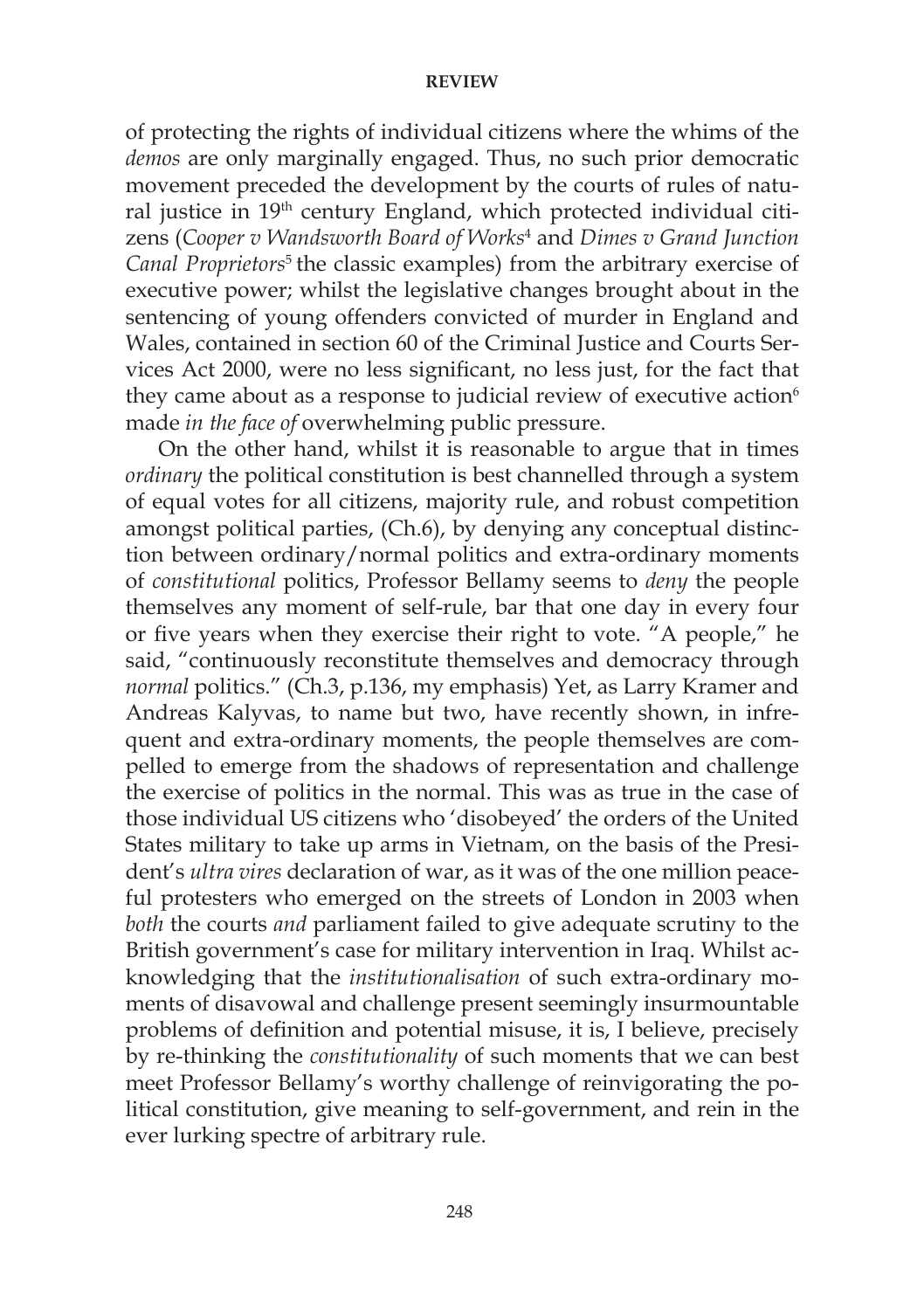of protecting the rights of individual citizens where the whims of the *demos* are only marginally engaged. Thus, no such prior democratic movement preceded the development by the courts of rules of natural justice in 19th century England, which protected individual citizens (*Cooper v Wandsworth Board of Works*[4] and *Dimes v Grand Junction Canal Proprietors*[5] the classic examples) from the arbitrary exercise of executive power; whilst the legislative changes brought about in the sentencing of young offenders convicted of murder in England and Wales, contained in section 60 of the Criminal Justice and Courts Services Act 2000, were no less significant, no less just, for the fact that they came about as a response to judicial review of executive action[6] made *in the face of* overwhelming public pressure.

On the other hand, whilst it is reasonable to argue that in times *ordinary* the political constitution is best channelled through a system of equal votes for all citizens, majority rule, and robust competition amongst political parties, (Ch.6), by denying any conceptual distinction between ordinary/normal politics and extra-ordinary moments of *constitutional* politics, Professor Bellamy seems to *deny* the people themselves any moment of self-rule, bar that one day in every four or five years when they exercise their right to vote. "A people," he said, "continuously reconstitute themselves and democracy through *normal* politics." (Ch.3, p.136, my emphasis) Yet, as Larry Kramer and Andreas Kalyvas, to name but two, have recently shown, in infrequent and extra-ordinary moments, the people themselves are compelled to emerge from the shadows of representation and challenge the exercise of politics in the normal. This was as true in the case of those individual US citizens who 'disobeyed' the orders of the United States military to take up arms in Vietnam, on the basis of the President's *ultra vires* declaration of war, as it was of the one million peaceful protesters who emerged on the streets of London in 2003 when *both* the courts *and* parliament failed to give adequate scrutiny to the British government's case for military intervention in Iraq. Whilst acknowledging that the *institutionalisation* of such extra-ordinary moments of disavowal and challenge present seemingly insurmountable problems of definition and potential misuse, it is, I believe, precisely by re-thinking the *constitutionality* of such moments that we can best meet Professor Bellamy's worthy challenge of reinvigorating the political constitution, give meaning to self-government, and rein in the ever lurking spectre of arbitrary rule.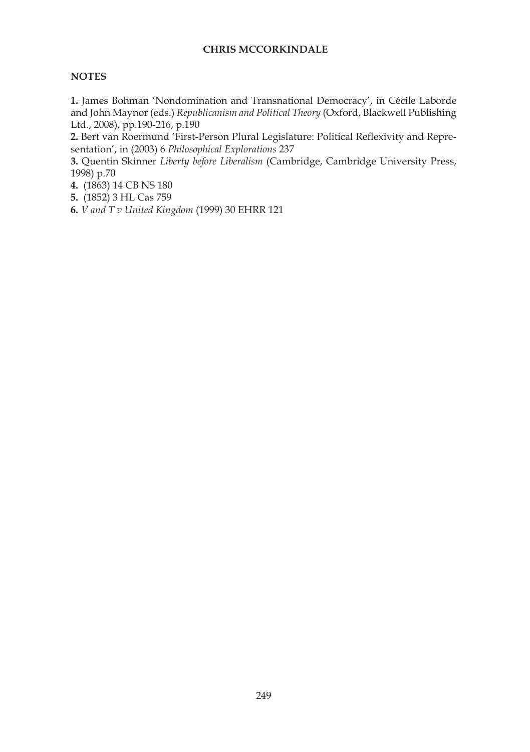## NOTES

**1.** James Bohman 'Nondomination and Transnational Democracy', in Cécile Laborde and John Maynor (eds.) *Republicanism and Political Theory* (Oxford, Blackwell Publishing Ltd., 2008), pp.190-216, p.190

**2.** Bert van Roermund 'First-Person Plural Legislature: Political Reflexivity and Representation', in (2003) 6 *Philosophical Explorations* 237

**3.** Quentin Skinner *Liberty before Liberalism* (Cambridge, Cambridge University Press, 1998) p.70

**4.** (1863) 14 CB NS 180

**5.** (1852) 3 HL Cas 759

**6.** *V and T v United Kingdom* (1999) 30 EHRR 121